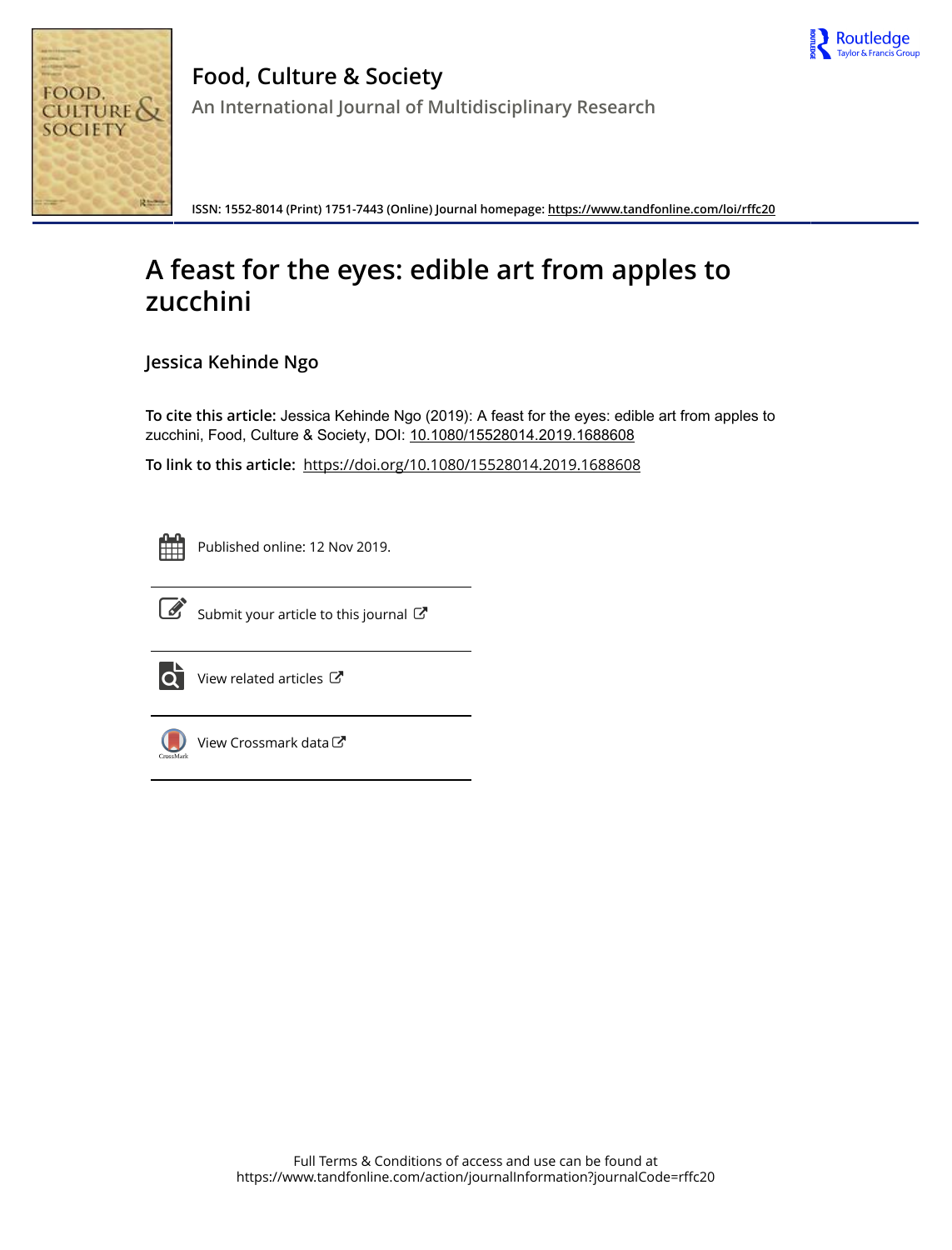# Food, Culture & Society

## An International Journal of Multidisciplinary Research

ISSN: 1552-8014 (Print) 1751-7443 (Online) Journal homepage: https://www.tandfonline.com/loi/rffc20

# A feast for the eyes: edible art from apples to zucchini

## Jessica Kehinde Ngo

**To cite this article:** Jessica Kehinde Ngo (2019): A feast for the eyes: edible art from apples to zucchini, Food, Culture & Society, DOI: 10.1080/15528014.2019.1688608

**To link to this article:** https://doi.org/10.1080/15528014.2019.1688608

Published online: 12 Nov 2019.

Submit your article to this journal

View related articles

View Crossmark data

Full Terms & Conditions of access and use can be found at
https://www.tandfonline.com/action/journalInformation?journalCode=rffc20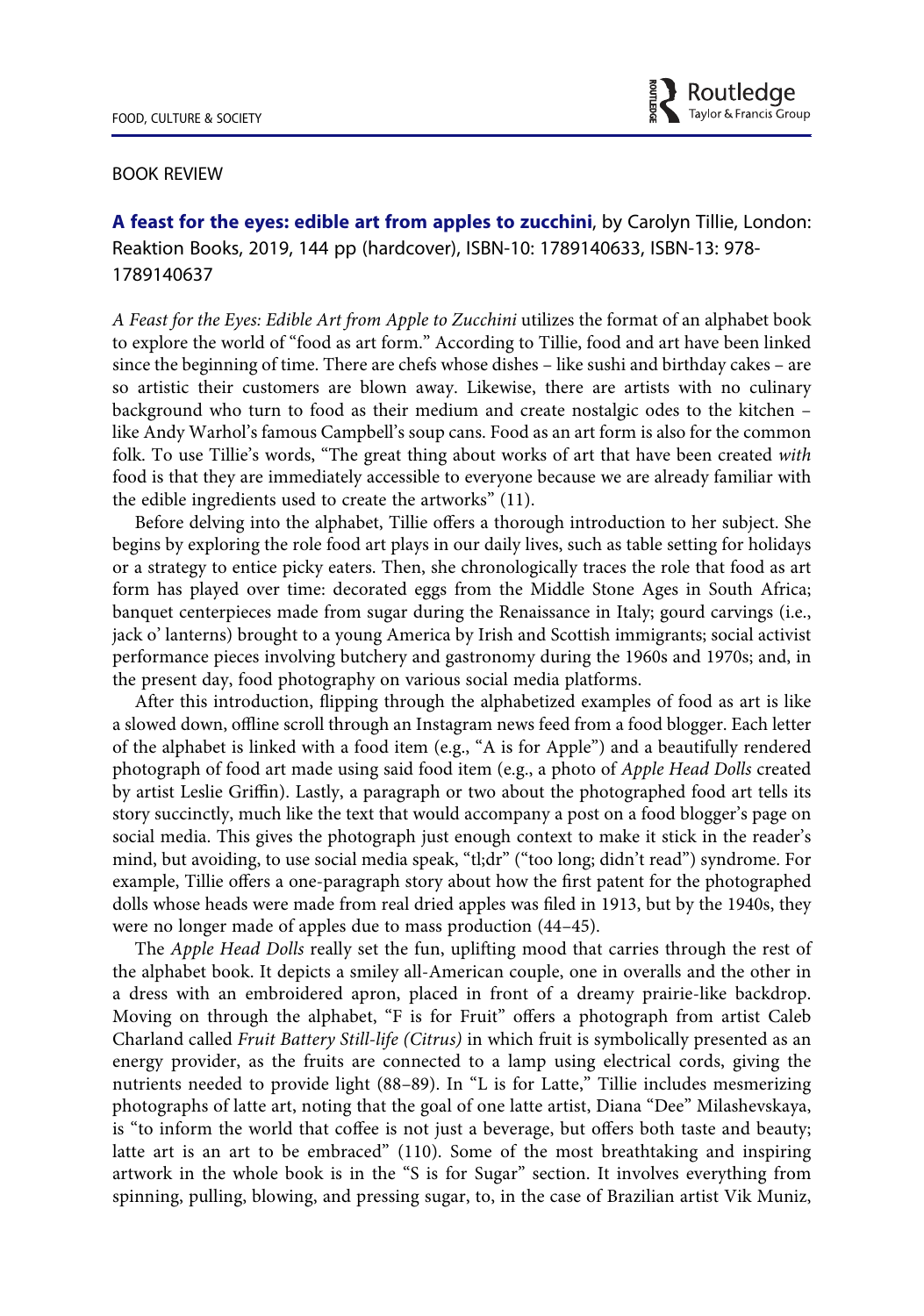BOOK REVIEW

**A feast for the eyes: edible art from apples to zucchini**, by Carolyn Tillie, London: Reaktion Books, 2019, 144 pp (hardcover), ISBN-10: 1789140633, ISBN-13: 978-1789140637

*A Feast for the Eyes: Edible Art from Apple to Zucchini* utilizes the format of an alphabet book to explore the world of "food as art form." According to Tillie, food and art have been linked since the beginning of time. There are chefs whose dishes – like sushi and birthday cakes – are so artistic their customers are blown away. Likewise, there are artists with no culinary background who turn to food as their medium and create nostalgic odes to the kitchen – like Andy Warhol's famous Campbell's soup cans. Food as an art form is also for the common folk. To use Tillie's words, "The great thing about works of art that have been created *with* food is that they are immediately accessible to everyone because we are already familiar with the edible ingredients used to create the artworks" (11).

Before delving into the alphabet, Tillie offers a thorough introduction to her subject. She begins by exploring the role food art plays in our daily lives, such as table setting for holidays or a strategy to entice picky eaters. Then, she chronologically traces the role that food as art form has played over time: decorated eggs from the Middle Stone Ages in South Africa; banquet centerpieces made from sugar during the Renaissance in Italy; gourd carvings (i.e., jack o' lanterns) brought to a young America by Irish and Scottish immigrants; social activist performance pieces involving butchery and gastronomy during the 1960s and 1970s; and, in the present day, food photography on various social media platforms.

After this introduction, flipping through the alphabetized examples of food as art is like a slowed down, offline scroll through an Instagram news feed from a food blogger. Each letter of the alphabet is linked with a food item (e.g., "A is for Apple") and a beautifully rendered photograph of food art made using said food item (e.g., a photo of *Apple Head Dolls* created by artist Leslie Griffin). Lastly, a paragraph or two about the photographed food art tells its story succinctly, much like the text that would accompany a post on a food blogger's page on social media. This gives the photograph just enough context to make it stick in the reader's mind, but avoiding, to use social media speak, "tl;dr" ("too long; didn't read") syndrome. For example, Tillie offers a one-paragraph story about how the first patent for the photographed dolls whose heads were made from real dried apples was filed in 1913, but by the 1940s, they were no longer made of apples due to mass production (44–45).

The *Apple Head Dolls* really set the fun, uplifting mood that carries through the rest of the alphabet book. It depicts a smiley all-American couple, one in overalls and the other in a dress with an embroidered apron, placed in front of a dreamy prairie-like backdrop. Moving on through the alphabet, "F is for Fruit" offers a photograph from artist Caleb Charland called *Fruit Battery Still-life (Citrus)* in which fruit is symbolically presented as an energy provider, as the fruits are connected to a lamp using electrical cords, giving the nutrients needed to provide light (88–89). In "L is for Latte," Tillie includes mesmerizing photographs of latte art, noting that the goal of one latte artist, Diana "Dee" Milashevskaya, is "to inform the world that coffee is not just a beverage, but offers both taste and beauty; latte art is an art to be embraced" (110). Some of the most breathtaking and inspiring artwork in the whole book is in the "S is for Sugar" section. It involves everything from spinning, pulling, blowing, and pressing sugar, to, in the case of Brazilian artist Vik Muniz,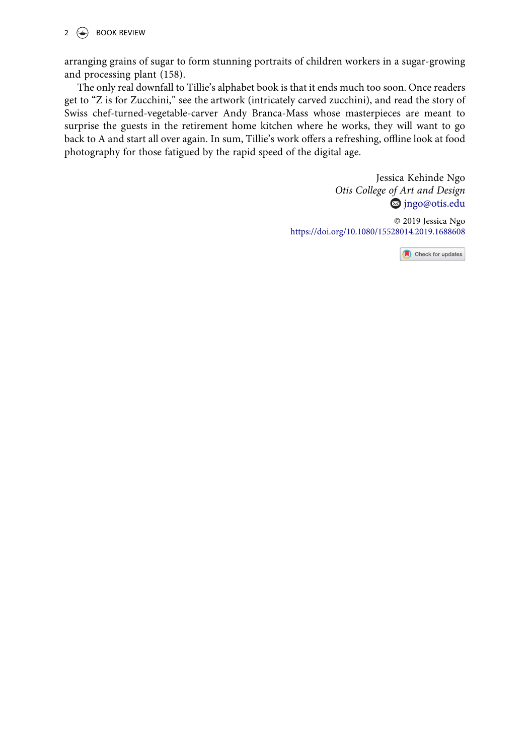arranging grains of sugar to form stunning portraits of children workers in a sugar-growing and processing plant (158).

The only real downfall to Tillie's alphabet book is that it ends much too soon. Once readers get to "Z is for Zucchini," see the artwork (intricately carved zucchini), and read the story of Swiss chef-turned-vegetable-carver Andy Branca-Mass whose masterpieces are meant to surprise the guests in the retirement home kitchen where he works, they will want to go back to A and start all over again. In sum, Tillie's work offers a refreshing, offline look at food photography for those fatigued by the rapid speed of the digital age.

Jessica Kehinde Ngo
*Otis College of Art and Design*
jngo@otis.edu

© 2019 Jessica Ngo
https://doi.org/10.1080/15528014.2019.1688608